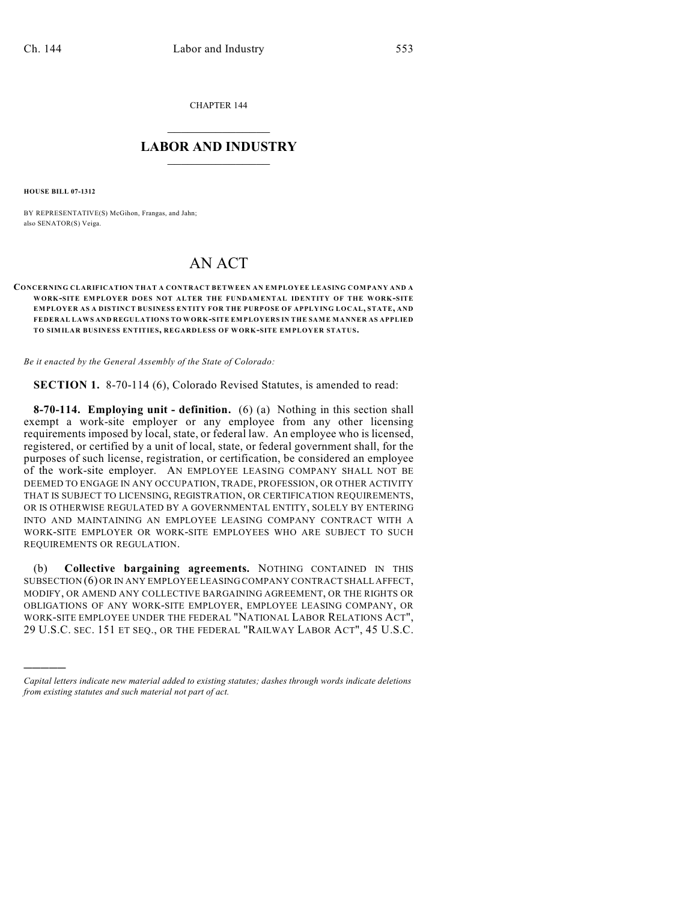CHAPTER 144

# LABOR AND INDUSTRY

**HOUSE BILL 07-1312**

BY REPRESENTATIVE(S) McGihon, Frangas, and Jahn;
also SENATOR(S) Veiga.

# AN ACT

**CONCERNING CLARIFICATION THAT A CONTRACT BETWEEN AN EMPLOYEE LEASING COMPANY AND A WORK-SITE EMPLOYER DOES NOT ALTER THE FUNDAMENTAL IDENTITY OF THE WORK-SITE EMPLOYER AS A DISTINCT BUSINESS ENTITY FOR THE PURPOSE OF APPLYING LOCAL, STATE, AND FEDERAL LAWS AND REGULATIONS TO WORK-SITE EMPLOYERS IN THE SAME MANNER AS APPLIED TO SIMILAR BUSINESS ENTITIES, REGARDLESS OF WORK-SITE EMPLOYER STATUS.**

*Be it enacted by the General Assembly of the State of Colorado:*

**SECTION 1.** 8-70-114 (6), Colorado Revised Statutes, is amended to read:

**8-70-114. Employing unit - definition.** (6) (a) Nothing in this section shall exempt a work-site employer or any employee from any other licensing requirements imposed by local, state, or federal law. An employee who is licensed, registered, or certified by a unit of local, state, or federal government shall, for the purposes of such license, registration, or certification, be considered an employee of the work-site employer. AN EMPLOYEE LEASING COMPANY SHALL NOT BE DEEMED TO ENGAGE IN ANY OCCUPATION, TRADE, PROFESSION, OR OTHER ACTIVITY THAT IS SUBJECT TO LICENSING, REGISTRATION, OR CERTIFICATION REQUIREMENTS, OR IS OTHERWISE REGULATED BY A GOVERNMENTAL ENTITY, SOLELY BY ENTERING INTO AND MAINTAINING AN EMPLOYEE LEASING COMPANY CONTRACT WITH A WORK-SITE EMPLOYER OR WORK-SITE EMPLOYEES WHO ARE SUBJECT TO SUCH REQUIREMENTS OR REGULATION.

(b) **Collective bargaining agreements.** NOTHING CONTAINED IN THIS SUBSECTION (6) OR IN ANY EMPLOYEE LEASING COMPANY CONTRACT SHALL AFFECT, MODIFY, OR AMEND ANY COLLECTIVE BARGAINING AGREEMENT, OR THE RIGHTS OR OBLIGATIONS OF ANY WORK-SITE EMPLOYER, EMPLOYEE LEASING COMPANY, OR WORK-SITE EMPLOYEE UNDER THE FEDERAL "NATIONAL LABOR RELATIONS ACT", 29 U.S.C. SEC. 151 ET SEQ., OR THE FEDERAL "RAILWAY LABOR ACT", 45 U.S.C.

*Capital letters indicate new material added to existing statutes; dashes through words indicate deletions from existing statutes and such material not part of act.*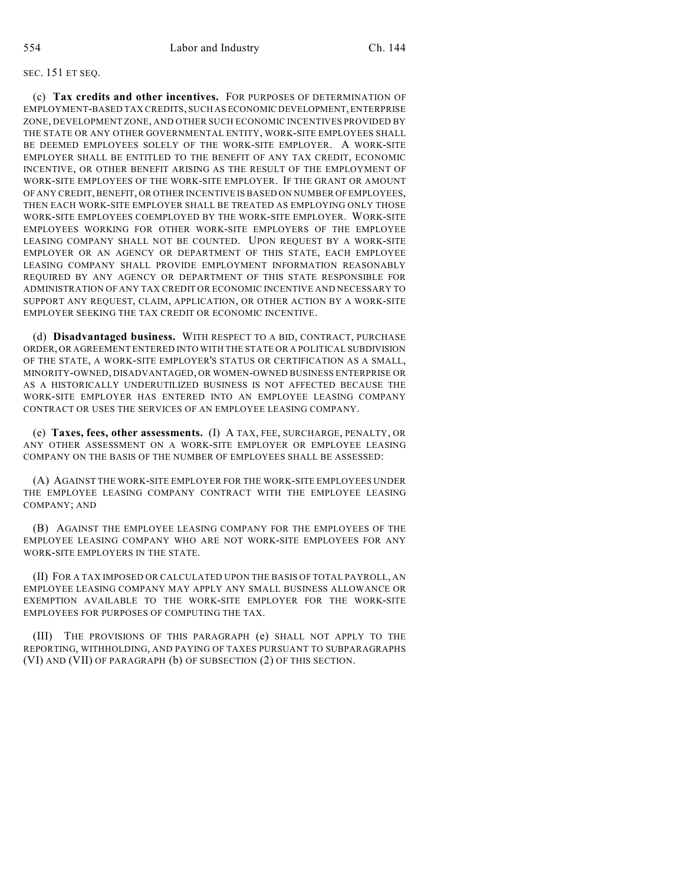SEC. 151 ET SEQ.

(c) **Tax credits and other incentives.** FOR PURPOSES OF DETERMINATION OF EMPLOYMENT-BASED TAX CREDITS, SUCH AS ECONOMIC DEVELOPMENT, ENTERPRISE ZONE, DEVELOPMENT ZONE, AND OTHER SUCH ECONOMIC INCENTIVES PROVIDED BY THE STATE OR ANY OTHER GOVERNMENTAL ENTITY, WORK-SITE EMPLOYEES SHALL BE DEEMED EMPLOYEES SOLELY OF THE WORK-SITE EMPLOYER. A WORK-SITE EMPLOYER SHALL BE ENTITLED TO THE BENEFIT OF ANY TAX CREDIT, ECONOMIC INCENTIVE, OR OTHER BENEFIT ARISING AS THE RESULT OF THE EMPLOYMENT OF WORK-SITE EMPLOYEES OF THE WORK-SITE EMPLOYER. IF THE GRANT OR AMOUNT OF ANY CREDIT, BENEFIT, OR OTHER INCENTIVE IS BASED ON NUMBER OF EMPLOYEES, THEN EACH WORK-SITE EMPLOYER SHALL BE TREATED AS EMPLOYING ONLY THOSE WORK-SITE EMPLOYEES COEMPLOYED BY THE WORK-SITE EMPLOYER. WORK-SITE EMPLOYEES WORKING FOR OTHER WORK-SITE EMPLOYERS OF THE EMPLOYEE LEASING COMPANY SHALL NOT BE COUNTED. UPON REQUEST BY A WORK-SITE EMPLOYER OR AN AGENCY OR DEPARTMENT OF THIS STATE, EACH EMPLOYEE LEASING COMPANY SHALL PROVIDE EMPLOYMENT INFORMATION REASONABLY REQUIRED BY ANY AGENCY OR DEPARTMENT OF THIS STATE RESPONSIBLE FOR ADMINISTRATION OF ANY TAX CREDIT OR ECONOMIC INCENTIVE AND NECESSARY TO SUPPORT ANY REQUEST, CLAIM, APPLICATION, OR OTHER ACTION BY A WORK-SITE EMPLOYER SEEKING THE TAX CREDIT OR ECONOMIC INCENTIVE.

(d) **Disadvantaged business.** WITH RESPECT TO A BID, CONTRACT, PURCHASE ORDER, OR AGREEMENT ENTERED INTO WITH THE STATE OR A POLITICAL SUBDIVISION OF THE STATE, A WORK-SITE EMPLOYER'S STATUS OR CERTIFICATION AS A SMALL, MINORITY-OWNED, DISADVANTAGED, OR WOMEN-OWNED BUSINESS ENTERPRISE OR AS A HISTORICALLY UNDERUTILIZED BUSINESS IS NOT AFFECTED BECAUSE THE WORK-SITE EMPLOYER HAS ENTERED INTO AN EMPLOYEE LEASING COMPANY CONTRACT OR USES THE SERVICES OF AN EMPLOYEE LEASING COMPANY.

(e) **Taxes, fees, other assessments.** (I) A TAX, FEE, SURCHARGE, PENALTY, OR ANY OTHER ASSESSMENT ON A WORK-SITE EMPLOYER OR EMPLOYEE LEASING COMPANY ON THE BASIS OF THE NUMBER OF EMPLOYEES SHALL BE ASSESSED:

(A) AGAINST THE WORK-SITE EMPLOYER FOR THE WORK-SITE EMPLOYEES UNDER THE EMPLOYEE LEASING COMPANY CONTRACT WITH THE EMPLOYEE LEASING COMPANY; AND

(B) AGAINST THE EMPLOYEE LEASING COMPANY FOR THE EMPLOYEES OF THE EMPLOYEE LEASING COMPANY WHO ARE NOT WORK-SITE EMPLOYEES FOR ANY WORK-SITE EMPLOYERS IN THE STATE.

(II) FOR A TAX IMPOSED OR CALCULATED UPON THE BASIS OF TOTAL PAYROLL, AN EMPLOYEE LEASING COMPANY MAY APPLY ANY SMALL BUSINESS ALLOWANCE OR EXEMPTION AVAILABLE TO THE WORK-SITE EMPLOYER FOR THE WORK-SITE EMPLOYEES FOR PURPOSES OF COMPUTING THE TAX.

(III) THE PROVISIONS OF THIS PARAGRAPH (e) SHALL NOT APPLY TO THE REPORTING, WITHHOLDING, AND PAYING OF TAXES PURSUANT TO SUBPARAGRAPHS (VI) AND (VII) OF PARAGRAPH (b) OF SUBSECTION (2) OF THIS SECTION.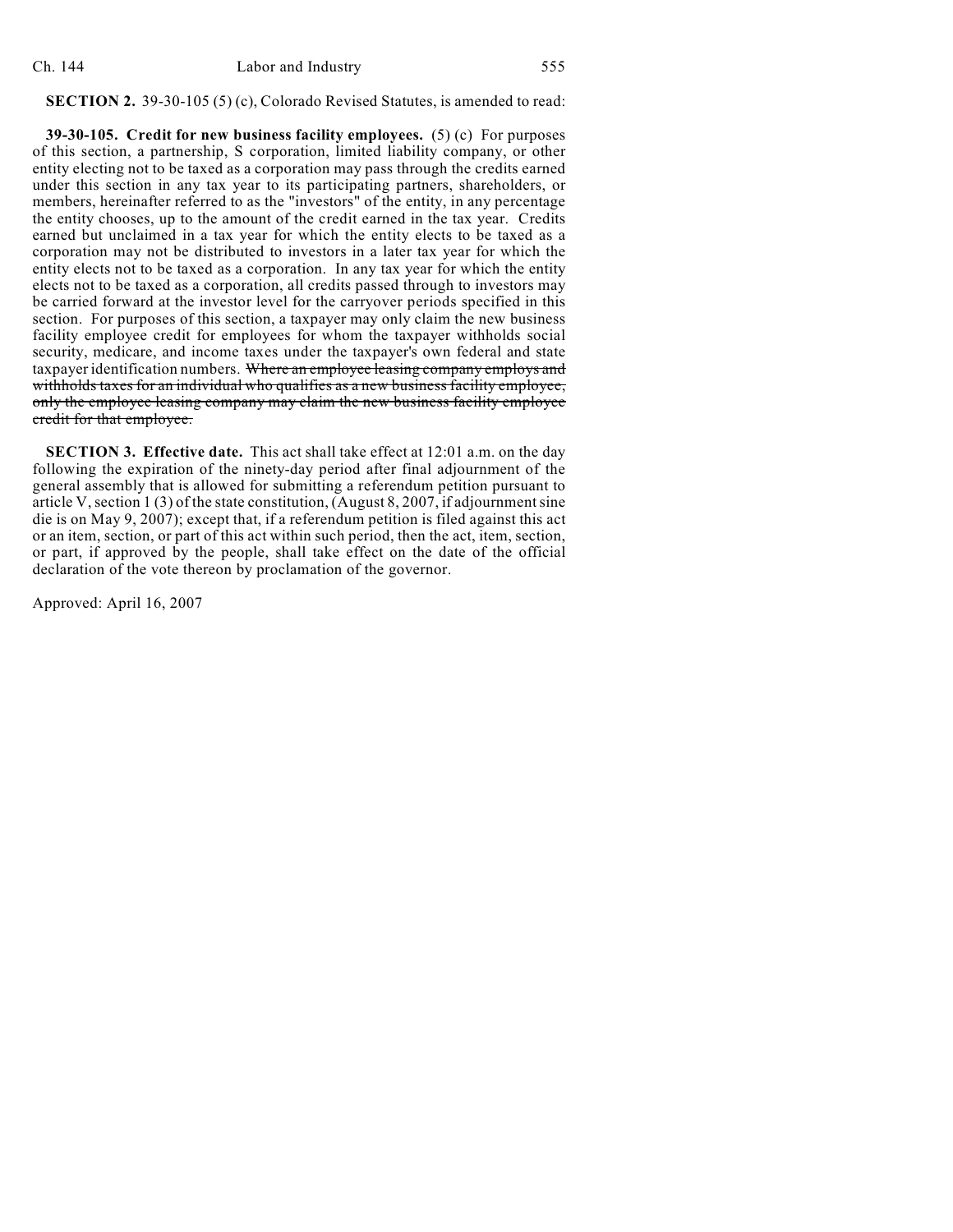**SECTION 2.** 39-30-105 (5) (c), Colorado Revised Statutes, is amended to read:

**39-30-105. Credit for new business facility employees.** (5) (c) For purposes of this section, a partnership, S corporation, limited liability company, or other entity electing not to be taxed as a corporation may pass through the credits earned under this section in any tax year to its participating partners, shareholders, or members, hereinafter referred to as the "investors" of the entity, in any percentage the entity chooses, up to the amount of the credit earned in the tax year. Credits earned but unclaimed in a tax year for which the entity elects to be taxed as a corporation may not be distributed to investors in a later tax year for which the entity elects not to be taxed as a corporation. In any tax year for which the entity elects not to be taxed as a corporation, all credits passed through to investors may be carried forward at the investor level for the carryover periods specified in this section. For purposes of this section, a taxpayer may only claim the new business facility employee credit for employees for whom the taxpayer withholds social security, medicare, and income taxes under the taxpayer's own federal and state taxpayer identification numbers. ~~Where an employee leasing company employs and withholds taxes for an individual who qualifies as a new business facility employee, only the employee leasing company may claim the new business facility employee credit for that employee.~~

**SECTION 3. Effective date.** This act shall take effect at 12:01 a.m. on the day following the expiration of the ninety-day period after final adjournment of the general assembly that is allowed for submitting a referendum petition pursuant to article V, section 1 (3) of the state constitution, (August 8, 2007, if adjournment sine die is on May 9, 2007); except that, if a referendum petition is filed against this act or an item, section, or part of this act within such period, then the act, item, section, or part, if approved by the people, shall take effect on the date of the official declaration of the vote thereon by proclamation of the governor.

Approved: April 16, 2007